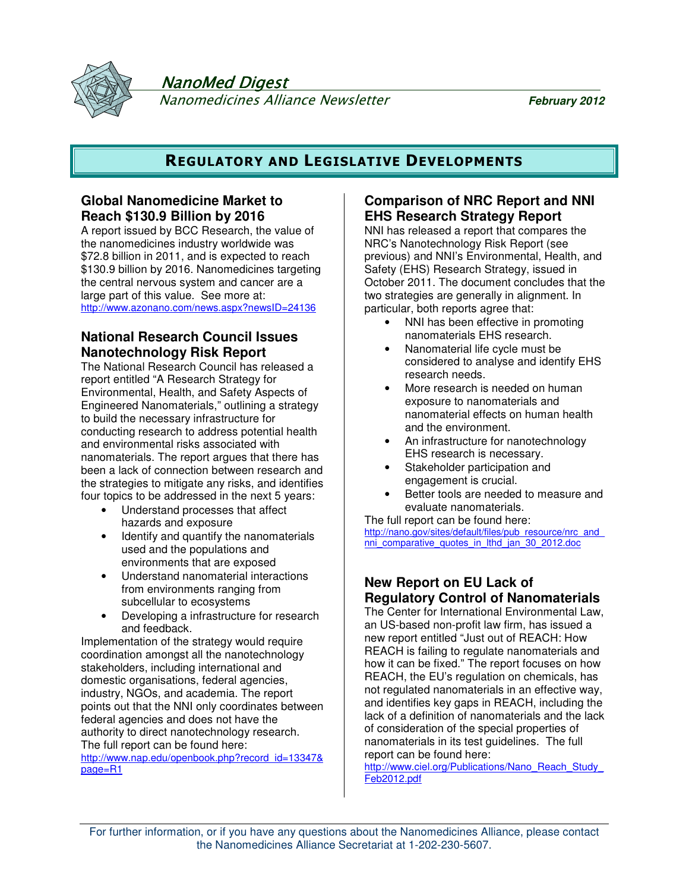# NanoMed Digest

*Nanomedicines Alliance Newsletter*

**February 2012**

## Regulatory and Legislative Developments

### Global Nanomedicine Market to Reach $130.9 Billion by 2016

A report issued by BCC Research, the value of the nanomedicines industry worldwide was $72.8 billion in 2011, and is expected to reach $130.9 billion by 2016. Nanomedicines targeting the central nervous system and cancer are a large part of this value. See more at: http://www.azonano.com/news.aspx?newsID=24136

### National Research Council Issues Nanotechnology Risk Report

The National Research Council has released a report entitled "A Research Strategy for Environmental, Health, and Safety Aspects of Engineered Nanomaterials," outlining a strategy to build the necessary infrastructure for conducting research to address potential health and environmental risks associated with nanomaterials. The report argues that there has been a lack of connection between research and the strategies to mitigate any risks, and identifies four topics to be addressed in the next 5 years:

- Understand processes that affect hazards and exposure
- Identify and quantify the nanomaterials used and the populations and environments that are exposed
- Understand nanomaterial interactions from environments ranging from subcellular to ecosystems
- Developing a infrastructure for research and feedback.

Implementation of the strategy would require coordination amongst all the nanotechnology stakeholders, including international and domestic organisations, federal agencies, industry, NGOs, and academia. The report points out that the NNI only coordinates between federal agencies and does not have the authority to direct nanotechnology research. The full report can be found here: http://www.nap.edu/openbook.php?record_id=13347&page=R1

### Comparison of NRC Report and NNI EHS Research Strategy Report

NNI has released a report that compares the NRC's Nanotechnology Risk Report (see previous) and NNI's Environmental, Health, and Safety (EHS) Research Strategy, issued in October 2011. The document concludes that the two strategies are generally in alignment. In particular, both reports agree that:

- NNI has been effective in promoting nanomaterials EHS research.
- Nanomaterial life cycle must be considered to analyse and identify EHS research needs.
- More research is needed on human exposure to nanomaterials and nanomaterial effects on human health and the environment.
- An infrastructure for nanotechnology EHS research is necessary.
- Stakeholder participation and engagement is crucial.
- Better tools are needed to measure and evaluate nanomaterials.

The full report can be found here: http://nano.gov/sites/default/files/pub_resource/nrc_and_nni_comparative_quotes_in_lthd_jan_30_2012.doc

### New Report on EU Lack of Regulatory Control of Nanomaterials

The Center for International Environmental Law, an US-based non-profit law firm, has issued a new report entitled "Just out of REACH: How REACH is failing to regulate nanomaterials and how it can be fixed." The report focuses on how REACH, the EU's regulation on chemicals, has not regulated nanomaterials in an effective way, and identifies key gaps in REACH, including the lack of a definition of nanomaterials and the lack of consideration of the special properties of nanomaterials in its test guidelines. The full report can be found here: http://www.ciel.org/Publications/Nano_Reach_Study_Feb2012.pdf

For further information, or if you have any questions about the Nanomedicines Alliance, please contact the Nanomedicines Alliance Secretariat at 1-202-230-5607.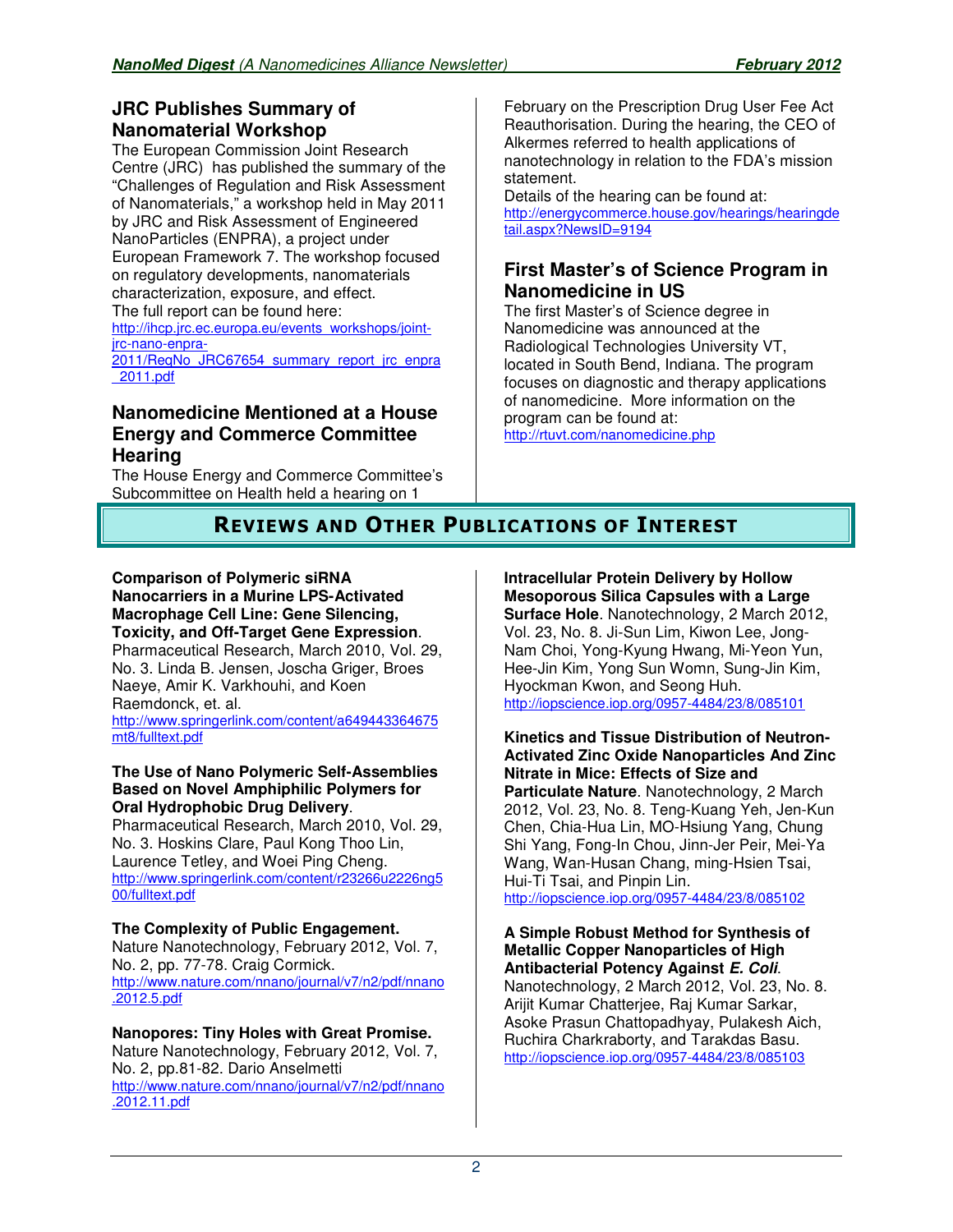## JRC Publishes Summary of Nanomaterial Workshop

The European Commission Joint Research Centre (JRC) has published the summary of the "Challenges of Regulation and Risk Assessment of Nanomaterials," a workshop held in May 2011 by JRC and Risk Assessment of Engineered NanoParticles (ENPRA), a project under European Framework 7. The workshop focused on regulatory developments, nanomaterials characterization, exposure, and effect.
The full report can be found here:
http://ihcp.jrc.ec.europa.eu/events_workshops/joint-jrc-nano-enpra-2011/RegNo_JRC67654_summary_report_jrc_enpra_2011.pdf

## Nanomedicine Mentioned at a House Energy and Commerce Committee Hearing

The House Energy and Commerce Committee's Subcommittee on Health held a hearing on 1 February on the Prescription Drug User Fee Act Reauthorisation. During the hearing, the CEO of Alkermes referred to health applications of nanotechnology in relation to the FDA's mission statement.
Details of the hearing can be found at:
http://energycommerce.house.gov/hearings/hearingdetail.aspx?NewsID=9194

## First Master's of Science Program in Nanomedicine in US

The first Master's of Science degree in Nanomedicine was announced at the Radiological Technologies University VT, located in South Bend, Indiana. The program focuses on diagnostic and therapy applications of nanomedicine. More information on the program can be found at:
http://rtuvt.com/nanomedicine.php

# Reviews and Other Publications of Interest

**Comparison of Polymeric siRNA Nanocarriers in a Murine LPS-Activated Macrophage Cell Line: Gene Silencing, Toxicity, and Off-Target Gene Expression**. Pharmaceutical Research, March 2010, Vol. 29, No. 3. Linda B. Jensen, Joscha Griger, Broes Naeye, Amir K. Varkhouhi, and Koen Raemdonck, et. al.
http://www.springerlink.com/content/a649443364675mt8/fulltext.pdf

**The Use of Nano Polymeric Self-Assemblies Based on Novel Amphiphilic Polymers for Oral Hydrophobic Drug Delivery**. Pharmaceutical Research, March 2010, Vol. 29, No. 3. Hoskins Clare, Paul Kong Thoo Lin, Laurence Tetley, and Woei Ping Cheng.
http://www.springerlink.com/content/r23266u2226ng500/fulltext.pdf

**The Complexity of Public Engagement.** Nature Nanotechnology, February 2012, Vol. 7, No. 2, pp. 77-78. Craig Cormick.
http://www.nature.com/nnano/journal/v7/n2/pdf/nnano.2012.5.pdf

**Nanopores: Tiny Holes with Great Promise.** Nature Nanotechnology, February 2012, Vol. 7, No. 2, pp.81-82. Dario Anselmetti
http://www.nature.com/nnano/journal/v7/n2/pdf/nnano.2012.11.pdf

**Intracellular Protein Delivery by Hollow Mesoporous Silica Capsules with a Large Surface Hole**. Nanotechnology, 2 March 2012, Vol. 23, No. 8. Ji-Sun Lim, Kiwon Lee, Jong-Nam Choi, Yong-Kyung Hwang, Mi-Yeon Yun, Hee-Jin Kim, Yong Sun Womn, Sung-Jin Kim, Hyockman Kwon, and Seong Huh.
http://iopscience.iop.org/0957-4484/23/8/085101

**Kinetics and Tissue Distribution of Neutron-Activated Zinc Oxide Nanoparticles And Zinc Nitrate in Mice: Effects of Size and Particulate Nature**. Nanotechnology, 2 March 2012, Vol. 23, No. 8. Teng-Kuang Yeh, Jen-Kun Chen, Chia-Hua Lin, MO-Hsiung Yang, Chung Shi Yang, Fong-In Chou, Jinn-Jer Peir, Mei-Ya Wang, Wan-Husan Chang, ming-Hsien Tsai, Hui-Ti Tsai, and Pinpin Lin.
http://iopscience.iop.org/0957-4484/23/8/085102

**A Simple Robust Method for Synthesis of Metallic Copper Nanoparticles of High Antibacterial Potency Against *E. Coli***. Nanotechnology, 2 March 2012, Vol. 23, No. 8. Arijit Kumar Chatterjee, Raj Kumar Sarkar, Asoke Prasun Chattopadhyay, Pulakesh Aich, Ruchira Charkraborty, and Tarakdas Basu.
http://iopscience.iop.org/0957-4484/23/8/085103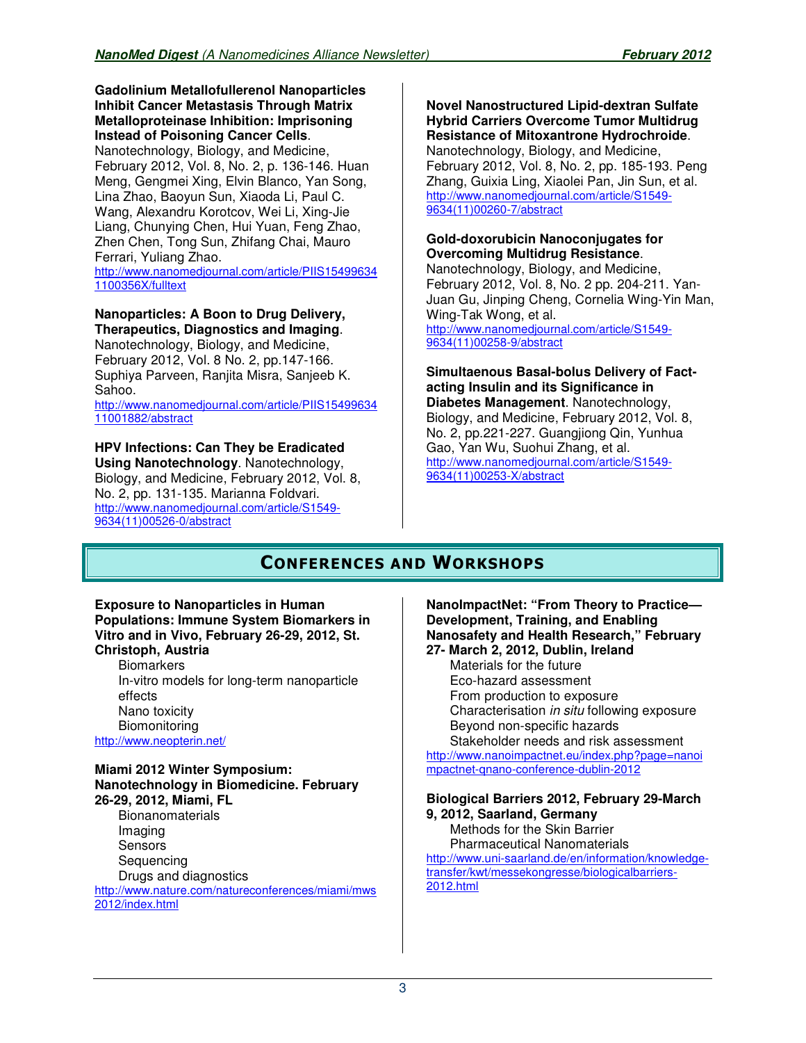**Gadolinium Metallofullerenol Nanoparticles Inhibit Cancer Metastasis Through Matrix Metalloproteinase Inhibition: Imprisoning Instead of Poisoning Cancer Cells**. Nanotechnology, Biology, and Medicine, February 2012, Vol. 8, No. 2, p. 136-146. Huan Meng, Gengmei Xing, Elvin Blanco, Yan Song, Lina Zhao, Baoyun Sun, Xiaoda Li, Paul C. Wang, Alexandru Korotcov, Wei Li, Xing-Jie Liang, Chunying Chen, Hui Yuan, Feng Zhao, Zhen Chen, Tong Sun, Zhifang Chai, Mauro Ferrari, Yuliang Zhao.
http://www.nanomedjournal.com/article/PIIS154996341100356X/fulltext

**Nanoparticles: A Boon to Drug Delivery, Therapeutics, Diagnostics and Imaging**. Nanotechnology, Biology, and Medicine, February 2012, Vol. 8 No. 2, pp.147-166. Suphiya Parveen, Ranjita Misra, Sanjeeb K. Sahoo.
http://www.nanomedjournal.com/article/PIIS1549963411001882/abstract

**HPV Infections: Can They be Eradicated Using Nanotechnology**. Nanotechnology, Biology, and Medicine, February 2012, Vol. 8, No. 2, pp. 131-135. Marianna Foldvari.
http://www.nanomedjournal.com/article/S1549-9634(11)00526-0/abstract

**Novel Nanostructured Lipid-dextran Sulfate Hybrid Carriers Overcome Tumor Multidrug Resistance of Mitoxantrone Hydrochroide**. Nanotechnology, Biology, and Medicine, February 2012, Vol. 8, No. 2, pp. 185-193. Peng Zhang, Guixia Ling, Xiaolei Pan, Jin Sun, et al.
http://www.nanomedjournal.com/article/S1549-9634(11)00260-7/abstract

**Gold-doxorubicin Nanoconjugates for Overcoming Multidrug Resistance**. Nanotechnology, Biology, and Medicine, February 2012, Vol. 8, No. 2 pp. 204-211. Yan-Juan Gu, Jinping Cheng, Cornelia Wing-Yin Man, Wing-Tak Wong, et al.
http://www.nanomedjournal.com/article/S1549-9634(11)00258-9/abstract

**Simultaenous Basal-bolus Delivery of Fact-acting Insulin and its Significance in Diabetes Management**. Nanotechnology, Biology, and Medicine, February 2012, Vol. 8, No. 2, pp.221-227. Guangjiong Qin, Yunhua Gao, Yan Wu, Suohui Zhang, et al.
http://www.nanomedjournal.com/article/S1549-9634(11)00253-X/abstract

## Conferences and Workshops

**Exposure to Nanoparticles in Human Populations: Immune System Biomarkers in Vitro and in Vivo, February 26-29, 2012, St. Christoph, Austria**

- Biomarkers
- In-vitro models for long-term nanoparticle effects
- Nano toxicity
- Biomonitoring

http://www.neopterin.net/

**Miami 2012 Winter Symposium: Nanotechnology in Biomedicine. February 26-29, 2012, Miami, FL**

- Bionanomaterials
- Imaging
- Sensors
- Sequencing
- Drugs and diagnostics

http://www.nature.com/natureconferences/miami/mws2012/index.html

**NanoImpactNet: "From Theory to Practice—Development, Training, and Enabling Nanosafety and Health Research," February 27- March 2, 2012, Dublin, Ireland**

- Materials for the future
- Eco-hazard assessment
- From production to exposure
- Characterisation *in situ* following exposure
- Beyond non-specific hazards
- Stakeholder needs and risk assessment

http://www.nanoimpactnet.eu/index.php?page=nanoimpactnet-qnano-conference-dublin-2012

**Biological Barriers 2012, February 29-March 9, 2012, Saarland, Germany**

- Methods for the Skin Barrier
- Pharmaceutical Nanomaterials

http://www.uni-saarland.de/en/information/knowledge-transfer/kwt/messekongresse/biologicalbarriers-2012.html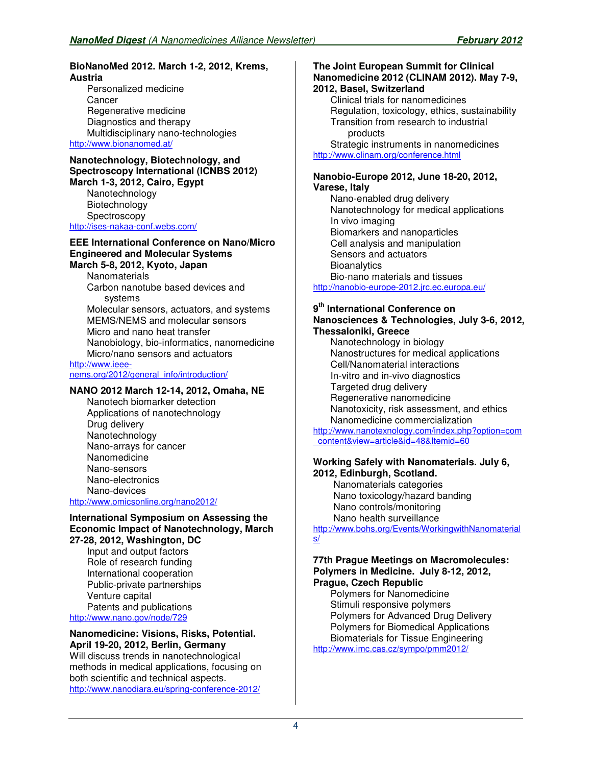**BioNanoMed 2012. March 1-2, 2012, Krems, Austria**

- Personalized medicine
- Cancer
- Regenerative medicine
- Diagnostics and therapy
- Multidisciplinary nano-technologies

http://www.bionanomed.at/

**Nanotechnology, Biotechnology, and Spectroscopy International (ICNBS 2012) March 1-3, 2012, Cairo, Egypt**

- Nanotechnology
- Biotechnology
- Spectroscopy

http://ises-nakaa-conf.webs.com/

**EEE International Conference on Nano/Micro Engineered and Molecular Systems March 5-8, 2012, Kyoto, Japan**

- Nanomaterials
- Carbon nanotube based devices and systems
- Molecular sensors, actuators, and systems
- MEMS/NEMS and molecular sensors
- Micro and nano heat transfer
- Nanobiology, bio-informatics, nanomedicine
- Micro/nano sensors and actuators

http://www.ieee-nems.org/2012/general_info/introduction/

**NANO 2012 March 12-14, 2012, Omaha, NE**

- Nanotech biomarker detection
- Applications of nanotechnology
- Drug delivery
- Nanotechnology
- Nano-arrays for cancer
- Nanomedicine
- Nano-sensors
- Nano-electronics
- Nano-devices

http://www.omicsonline.org/nano2012/

**International Symposium on Assessing the Economic Impact of Nanotechnology, March 27-28, 2012, Washington, DC**

- Input and output factors
- Role of research funding
- International cooperation
- Public-private partnerships
- Venture capital
- Patents and publications

http://www.nano.gov/node/729

**Nanomedicine: Visions, Risks, Potential. April 19-20, 2012, Berlin, Germany**

Will discuss trends in nanotechnological methods in medical applications, focusing on both scientific and technical aspects.

http://www.nanodiara.eu/spring-conference-2012/

**The Joint European Summit for Clinical Nanomedicine 2012 (CLINAM 2012). May 7-9, 2012, Basel, Switzerland**

- Clinical trials for nanomedicines
- Regulation, toxicology, ethics, sustainability
- Transition from research to industrial products
- Strategic instruments in nanomedicines

http://www.clinam.org/conference.html

**Nanobio-Europe 2012, June 18-20, 2012, Varese, Italy**

- Nano-enabled drug delivery
- Nanotechnology for medical applications
- In vivo imaging
- Biomarkers and nanoparticles
- Cell analysis and manipulation
- Sensors and actuators
- Bioanalytics
- Bio-nano materials and tissues

http://nanobio-europe-2012.jrc.ec.europa.eu/

**9th International Conference on Nanosciences & Technologies, July 3-6, 2012, Thessaloniki, Greece**

- Nanotechnology in biology
- Nanostructures for medical applications
- Cell/Nanomaterial interactions
- In-vitro and in-vivo diagnostics
- Targeted drug delivery
- Regenerative nanomedicine
- Nanotoxicity, risk assessment, and ethics
- Nanomedicine commercialization

http://www.nanotexnology.com/index.php?option=com_content&view=article&id=48&Itemid=60

**Working Safely with Nanomaterials. July 6, 2012, Edinburgh, Scotland.**

- Nanomaterials categories
- Nano toxicology/hazard banding
- Nano controls/monitoring
- Nano health surveillance

http://www.bohs.org/Events/WorkingwithNanomaterials/

**77th Prague Meetings on Macromolecules: Polymers in Medicine. July 8-12, 2012, Prague, Czech Republic**

- Polymers for Nanomedicine
- Stimuli responsive polymers
- Polymers for Advanced Drug Delivery
- Polymers for Biomedical Applications
- Biomaterials for Tissue Engineering

http://www.imc.cas.cz/sympo/pmm2012/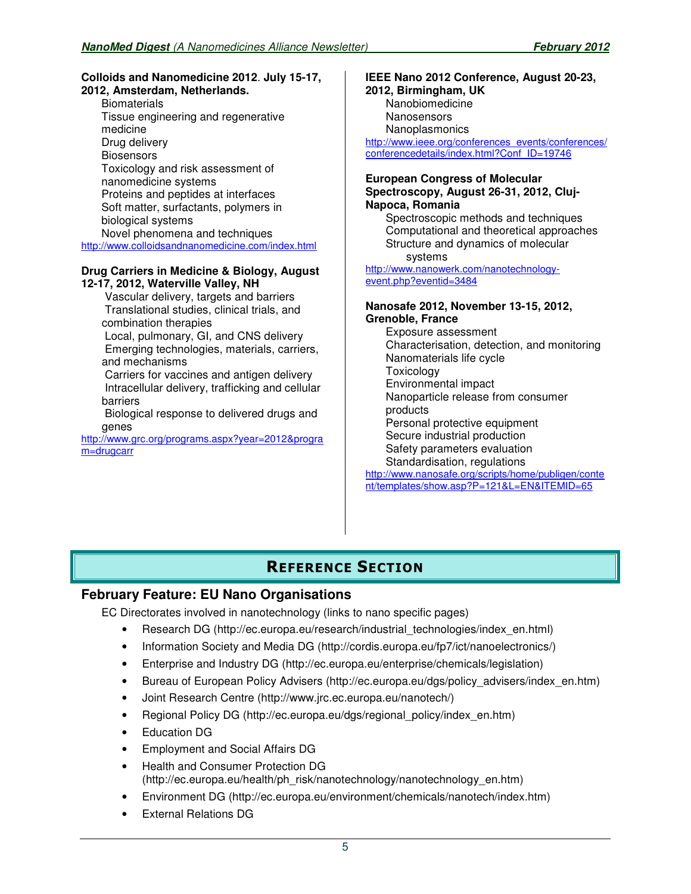**Colloids and Nanomedicine 2012. July 15-17, 2012, Amsterdam, Netherlands.**

Biomaterials
Tissue engineering and regenerative medicine
Drug delivery
Biosensors
Toxicology and risk assessment of nanomedicine systems
Proteins and peptides at interfaces
Soft matter, surfactants, polymers in biological systems
Novel phenomena and techniques

http://www.colloidsandnanomedicine.com/index.html

**Drug Carriers in Medicine & Biology, August 12-17, 2012, Waterville Valley, NH**

Vascular delivery, targets and barriers
Translational studies, clinical trials, and combination therapies
Local, pulmonary, GI, and CNS delivery
Emerging technologies, materials, carriers, and mechanisms
Carriers for vaccines and antigen delivery
Intracellular delivery, trafficking and cellular barriers
Biological response to delivered drugs and genes

http://www.grc.org/programs.aspx?year=2012&program=drugcarr

**IEEE Nano 2012 Conference, August 20-23, 2012, Birmingham, UK**

Nanobiomedicine
Nanosensors
Nanoplasmonics

http://www.ieee.org/conferences_events/conferences/conferencedetails/index.html?Conf_ID=19746

**European Congress of Molecular Spectroscopy, August 26-31, 2012, Cluj-Napoca, Romania**

Spectroscopic methods and techniques
Computational and theoretical approaches
Structure and dynamics of molecular systems

http://www.nanowerk.com/nanotechnology-event.php?eventid=3484

**Nanosafe 2012, November 13-15, 2012, Grenoble, France**

Exposure assessment
Characterisation, detection, and monitoring
Nanomaterials life cycle
Toxicology
Environmental impact
Nanoparticle release from consumer products
Personal protective equipment
Secure industrial production
Safety parameters evaluation
Standardisation, regulations

http://www.nanosafe.org/scripts/home/publigen/content/templates/show.asp?P=121&L=EN&ITEMID=65

# Reference Section

## February Feature: EU Nano Organisations

EC Directorates involved in nanotechnology (links to nano specific pages)

- Research DG (http://ec.europa.eu/research/industrial_technologies/index_en.html)
- Information Society and Media DG (http://cordis.europa.eu/fp7/ict/nanoelectronics/)
- Enterprise and Industry DG (http://ec.europa.eu/enterprise/chemicals/legislation)
- Bureau of European Policy Advisers (http://ec.europa.eu/dgs/policy_advisers/index_en.htm)
- Joint Research Centre (http://www.jrc.ec.europa.eu/nanotech/)
- Regional Policy DG (http://ec.europa.eu/dgs/regional_policy/index_en.htm)
- Education DG
- Employment and Social Affairs DG
- Health and Consumer Protection DG (http://ec.europa.eu/health/ph_risk/nanotechnology/nanotechnology_en.htm)
- Environment DG (http://ec.europa.eu/environment/chemicals/nanotech/index.htm)
- External Relations DG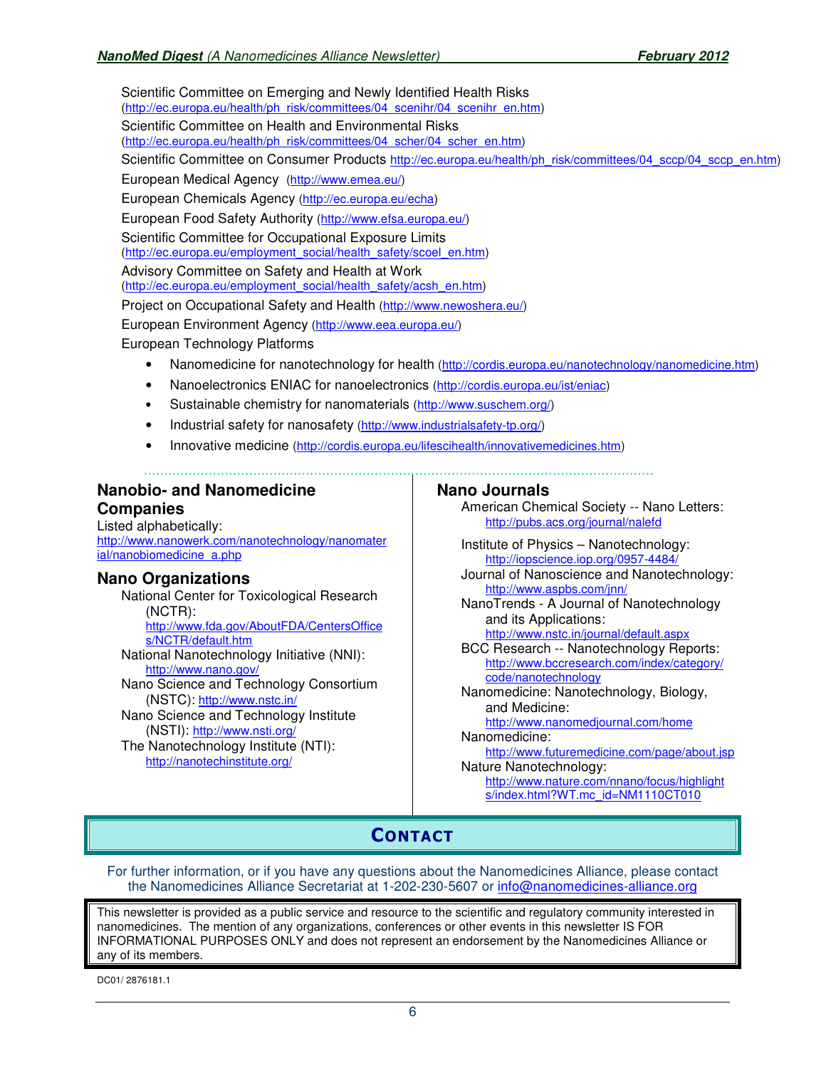Scientific Committee on Emerging and Newly Identified Health Risks (http://ec.europa.eu/health/ph_risk/committees/04_scenihr/04_scenihr_en.htm)

Scientific Committee on Health and Environmental Risks (http://ec.europa.eu/health/ph_risk/committees/04_scher/04_scher_en.htm)

Scientific Committee on Consumer Products http://ec.europa.eu/health/ph_risk/committees/04_sccp/04_sccp_en.htm)

European Medical Agency (http://www.emea.eu/)

European Chemicals Agency (http://ec.europa.eu/echa)

European Food Safety Authority (http://www.efsa.europa.eu/)

Scientific Committee for Occupational Exposure Limits (http://ec.europa.eu/employment_social/health_safety/scoel_en.htm)

Advisory Committee on Safety and Health at Work (http://ec.europa.eu/employment_social/health_safety/acsh_en.htm)

Project on Occupational Safety and Health (http://www.newoshera.eu/)

European Environment Agency (http://www.eea.europa.eu/)

European Technology Platforms

- Nanomedicine for nanotechnology for health (http://cordis.europa.eu/nanotechnology/nanomedicine.htm)
- Nanoelectronics ENIAC for nanoelectronics (http://cordis.europa.eu/ist/eniac)
- Sustainable chemistry for nanomaterials (http://www.suschem.org/)
- Industrial safety for nanosafety (http://www.industrialsafety-tp.org/)
- Innovative medicine (http://cordis.europa.eu/lifescihealth/innovativemedicines.htm)

## Nanobio- and Nanomedicine Companies

Listed alphabetically:
http://www.nanowerk.com/nanotechnology/nanomaterial/nanobiomedicine_a.php

## Nano Organizations

National Center for Toxicological Research (NCTR):
http://www.fda.gov/AboutFDA/CentersOffices/NCTR/default.htm

National Nanotechnology Initiative (NNI):
http://www.nano.gov/

Nano Science and Technology Consortium (NSTC): http://www.nstc.in/

Nano Science and Technology Institute (NSTI): http://www.nsti.org/

The Nanotechnology Institute (NTI):
http://nanotechinstitute.org/

## Nano Journals

American Chemical Society -- Nano Letters:
http://pubs.acs.org/journal/nalefd

Institute of Physics – Nanotechnology:
http://iopscience.iop.org/0957-4484/

Journal of Nanoscience and Nanotechnology:
http://www.aspbs.com/jnn/

NanoTrends - A Journal of Nanotechnology and its Applications:
http://www.nstc.in/journal/default.aspx

BCC Research -- Nanotechnology Reports:
http://www.bccresearch.com/index/category/code/nanotechnology

Nanomedicine: Nanotechnology, Biology, and Medicine:
http://www.nanomedjournal.com/home

Nanomedicine:
http://www.futuremedicine.com/page/about.jsp

Nature Nanotechnology:
http://www.nature.com/nnano/focus/highlights/index.html?WT.mc_id=NM1110CT010

## CONTACT

For further information, or if you have any questions about the Nanomedicines Alliance, please contact the Nanomedicines Alliance Secretariat at 1-202-230-5607 or info@nanomedicines-alliance.org

This newsletter is provided as a public service and resource to the scientific and regulatory community interested in nanomedicines. The mention of any organizations, conferences or other events in this newsletter IS FOR INFORMATIONAL PURPOSES ONLY and does not represent an endorsement by the Nanomedicines Alliance or any of its members.

DC01/ 2876181.1